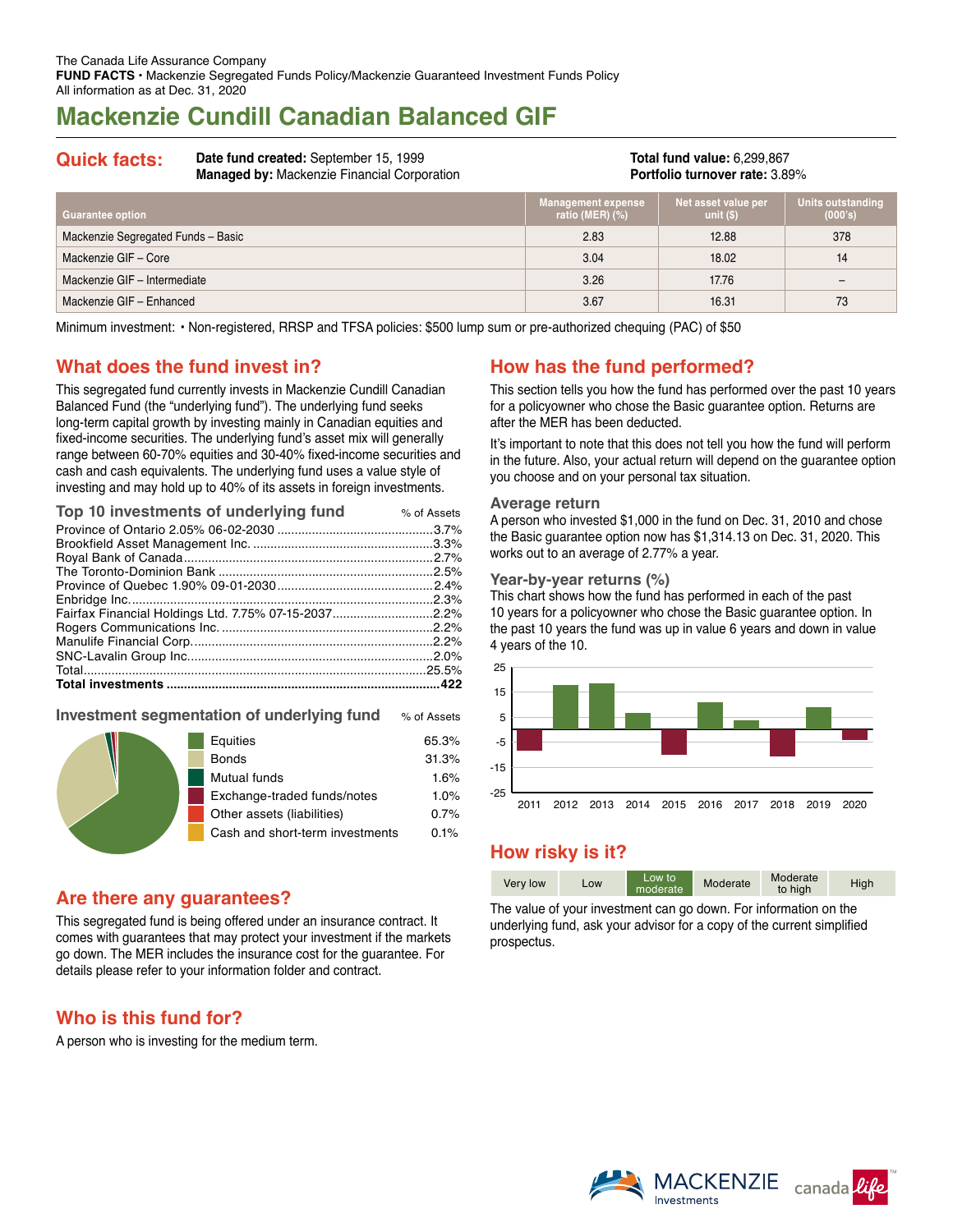The Canada Life Assurance Company
**FUND FACTS** • Mackenzie Segregated Funds Policy/Mackenzie Guaranteed Investment Funds Policy
All information as at Dec. 31, 2020

# Mackenzie Cundill Canadian Balanced GIF

## Quick facts:

**Date fund created:** September 15, 1999
**Managed by:** Mackenzie Financial Corporation

**Total fund value:** 6,299,867
**Portfolio turnover rate:** 3.89%

| Guarantee option | Management expense ratio (MER) (%) | Net asset value per unit ($) | Units outstanding (000's) |
|---|---|---|---|
| Mackenzie Segregated Funds – Basic | 2.83 | 12.88 | 378 |
| Mackenzie GIF – Core | 3.04 | 18.02 | 14 |
| Mackenzie GIF – Intermediate | 3.26 | 17.76 | – |
| Mackenzie GIF – Enhanced | 3.67 | 16.31 | 73 |

Minimum investment: • Non-registered, RRSP and TFSA policies: $500 lump sum or pre-authorized chequing (PAC) of $50

## What does the fund invest in?

This segregated fund currently invests in Mackenzie Cundill Canadian Balanced Fund (the "underlying fund"). The underlying fund seeks long-term capital growth by investing mainly in Canadian equities and fixed-income securities. The underlying fund's asset mix will generally range between 60-70% equities and 30-40% fixed-income securities and cash and cash equivalents. The underlying fund uses a value style of investing and may hold up to 40% of its assets in foreign investments.

### Top 10 investments of underlying fund

| | % of Assets |
|---|---|
| Province of Ontario 2.05% 06-02-2030 | 3.7% |
| Brookfield Asset Management Inc. | 3.3% |
| Royal Bank of Canada | 2.7% |
| The Toronto-Dominion Bank | 2.5% |
| Province of Quebec 1.90% 09-01-2030 | 2.4% |
| Enbridge Inc. | 2.3% |
| Fairfax Financial Holdings Ltd. 7.75% 07-15-2037 | 2.2% |
| Rogers Communications Inc. | 2.2% |
| Manulife Financial Corp. | 2.2% |
| SNC-Lavalin Group Inc. | 2.0% |
| Total | 25.5% |
| **Total investments** | **422** |

### Investment segmentation of underlying fund

| | % of Assets |
|---|---|
| Equities | 65.3% |
| Bonds | 31.3% |
| Mutual funds | 1.6% |
| Exchange-traded funds/notes | 1.0% |
| Other assets (liabilities) | 0.7% |
| Cash and short-term investments | 0.1% |

## Are there any guarantees?

This segregated fund is being offered under an insurance contract. It comes with guarantees that may protect your investment if the markets go down. The MER includes the insurance cost for the guarantee. For details please refer to your information folder and contract.

## Who is this fund for?

A person who is investing for the medium term.

## How has the fund performed?

This section tells you how the fund has performed over the past 10 years for a policyowner who chose the Basic guarantee option. Returns are after the MER has been deducted.

It's important to note that this does not tell you how the fund will perform in the future. Also, your actual return will depend on the guarantee option you choose and on your personal tax situation.

### Average return

A person who invested $1,000 in the fund on Dec. 31, 2010 and chose the Basic guarantee option now has $1,314.13 on Dec. 31, 2020. This works out to an average of 2.77% a year.

### Year-by-year returns (%)

This chart shows how the fund has performed in each of the past 10 years for a policyowner who chose the Basic guarantee option. In the past 10 years the fund was up in value 6 years and down in value 4 years of the 10.

## How risky is it?

| Very low | Low | Low to moderate | Moderate | Moderate to high | High |
|---|---|---|---|---|---|

Rating: Low to moderate

The value of your investment can go down. For information on the underlying fund, ask your advisor for a copy of the current simplified prospectus.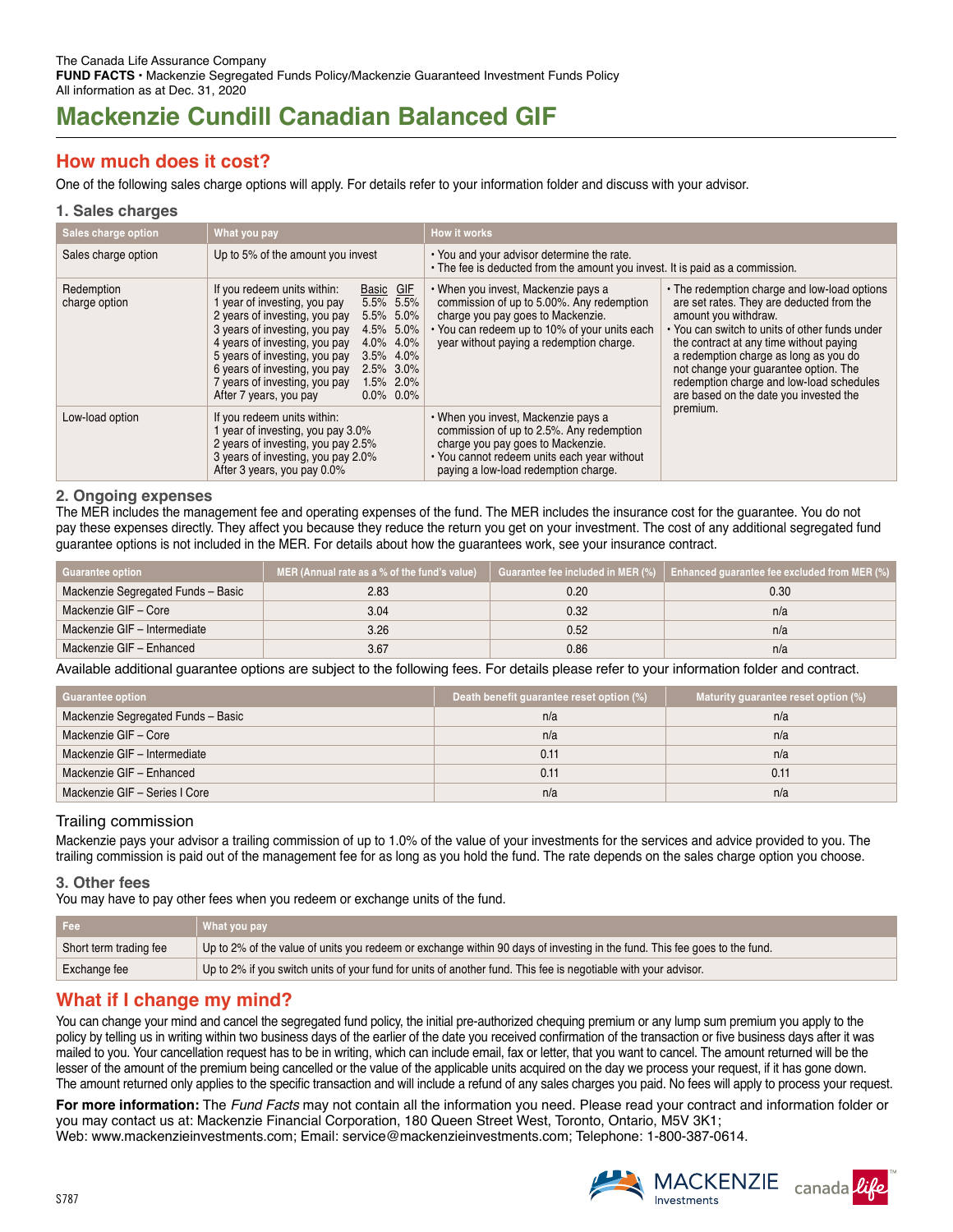The Canada Life Assurance Company
**FUND FACTS** • Mackenzie Segregated Funds Policy/Mackenzie Guaranteed Investment Funds Policy
All information as at Dec. 31, 2020

# Mackenzie Cundill Canadian Balanced GIF

## How much does it cost?

One of the following sales charge options will apply. For details refer to your information folder and discuss with your advisor.

### 1. Sales charges

| Sales charge option | What you pay | How it works | |
|---|---|---|---|
| Sales charge option | Up to 5% of the amount you invest | • You and your advisor determine the rate.<br>• The fee is deducted from the amount you invest. It is paid as a commission. | |
| Redemption charge option | If you redeem units within: Basic GIF<br>1 year of investing, you pay 5.5% 5.5%<br>2 years of investing, you pay 5.5% 5.0%<br>3 years of investing, you pay 4.5% 5.0%<br>4 years of investing, you pay 4.0% 4.0%<br>5 years of investing, you pay 3.5% 4.0%<br>6 years of investing, you pay 2.5% 3.0%<br>7 years of investing, you pay 1.5% 2.0%<br>After 7 years, you pay 0.0% 0.0% | • When you invest, Mackenzie pays a commission of up to 5.00%. Any redemption charge you pay goes to Mackenzie.<br>• You can redeem up to 10% of your units each year without paying a redemption charge. | • The redemption charge and low-load options are set rates. They are deducted from the amount you withdraw.<br>• You can switch to units of other funds under the contract at any time without paying a redemption charge as long as you do not change your guarantee option. The redemption charge and low-load schedules are based on the date you invested the premium. |
| Low-load option | If you redeem units within:<br>1 year of investing, you pay 3.0%<br>2 years of investing, you pay 2.5%<br>3 years of investing, you pay 2.0%<br>After 3 years, you pay 0.0% | • When you invest, Mackenzie pays a commission of up to 2.5%. Any redemption charge you pay goes to Mackenzie.<br>• You cannot redeem units each year without paying a low-load redemption charge. | |

### 2. Ongoing expenses

The MER includes the management fee and operating expenses of the fund. The MER includes the insurance cost for the guarantee. You do not pay these expenses directly. They affect you because they reduce the return you get on your investment. The cost of any additional segregated fund guarantee options is not included in the MER. For details about how the guarantees work, see your insurance contract.

| Guarantee option | MER (Annual rate as a % of the fund's value) | Guarantee fee included in MER (%) | Enhanced guarantee fee excluded from MER (%) |
|---|---|---|---|
| Mackenzie Segregated Funds – Basic | 2.83 | 0.20 | 0.30 |
| Mackenzie GIF – Core | 3.04 | 0.32 | n/a |
| Mackenzie GIF – Intermediate | 3.26 | 0.52 | n/a |
| Mackenzie GIF – Enhanced | 3.67 | 0.86 | n/a |

Available additional guarantee options are subject to the following fees. For details please refer to your information folder and contract.

| Guarantee option | Death benefit guarantee reset option (%) | Maturity guarantee reset option (%) |
|---|---|---|
| Mackenzie Segregated Funds – Basic | n/a | n/a |
| Mackenzie GIF – Core | n/a | n/a |
| Mackenzie GIF – Intermediate | 0.11 | n/a |
| Mackenzie GIF – Enhanced | 0.11 | 0.11 |
| Mackenzie GIF – Series I Core | n/a | n/a |

#### Trailing commission

Mackenzie pays your advisor a trailing commission of up to 1.0% of the value of your investments for the services and advice provided to you. The trailing commission is paid out of the management fee for as long as you hold the fund. The rate depends on the sales charge option you choose.

### 3. Other fees

You may have to pay other fees when you redeem or exchange units of the fund.

| Fee | What you pay |
|---|---|
| Short term trading fee | Up to 2% of the value of units you redeem or exchange within 90 days of investing in the fund. This fee goes to the fund. |
| Exchange fee | Up to 2% if you switch units of your fund for units of another fund. This fee is negotiable with your advisor. |

## What if I change my mind?

You can change your mind and cancel the segregated fund policy, the initial pre-authorized chequing premium or any lump sum premium you apply to the policy by telling us in writing within two business days of the earlier of the date you received confirmation of the transaction or five business days after it was mailed to you. Your cancellation request has to be in writing, which can include email, fax or letter, that you want to cancel. The amount returned will be the lesser of the amount of the premium being cancelled or the value of the applicable units acquired on the day we process your request, if it has gone down. The amount returned only applies to the specific transaction and will include a refund of any sales charges you paid. No fees will apply to process your request.

**For more information:** The *Fund Facts* may not contain all the information you need. Please read your contract and information folder or you may contact us at: Mackenzie Financial Corporation, 180 Queen Street West, Toronto, Ontario, M5V 3K1;
Web: www.mackenzieinvestments.com; Email: service@mackenzieinvestments.com; Telephone: 1-800-387-0614.

S787